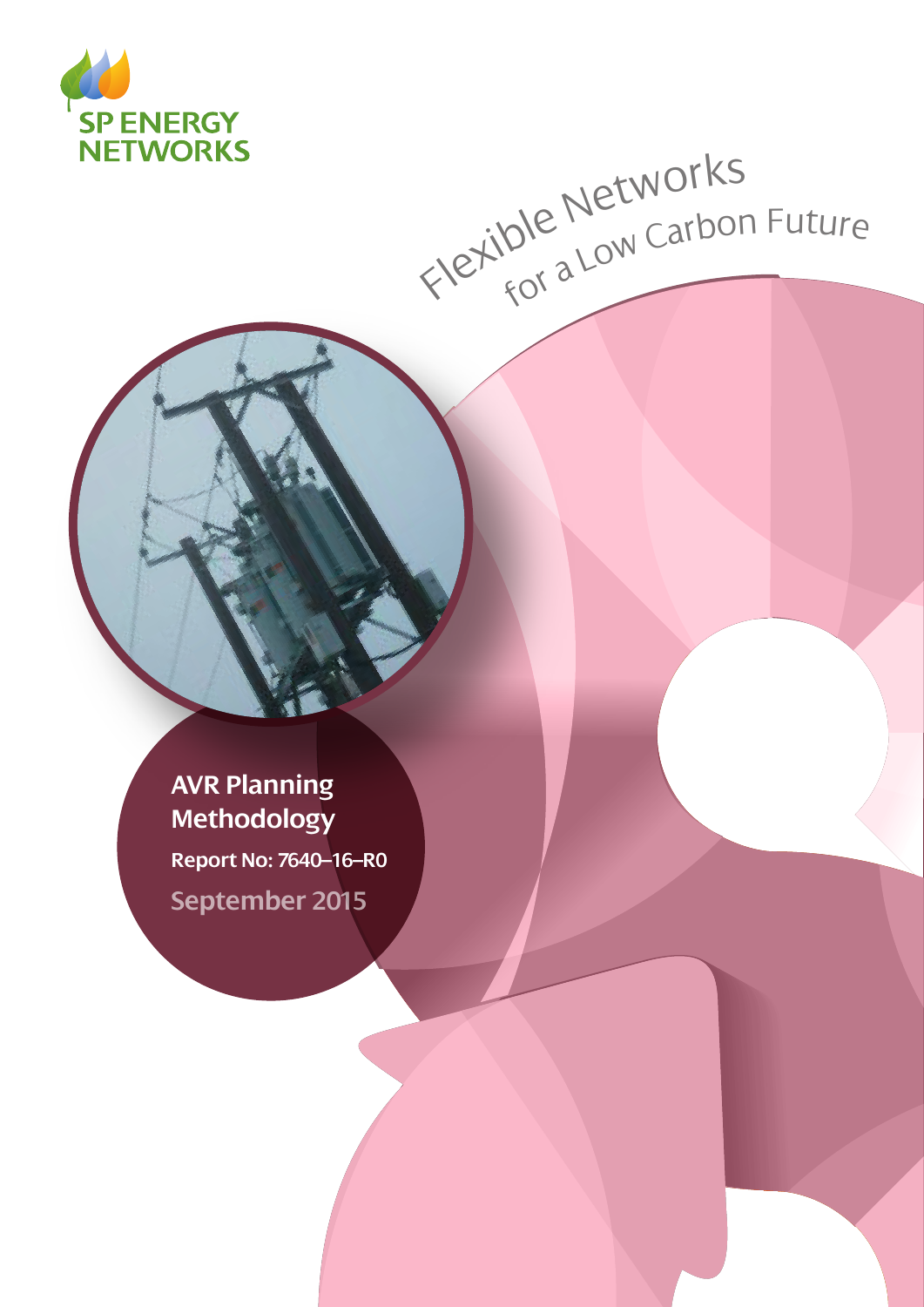SP ENERGY NETWORKS

Flexible Networks for a Low Carbon Future

# AVR Planning Methodology

**Report No: 7640–16–R0**

September 2015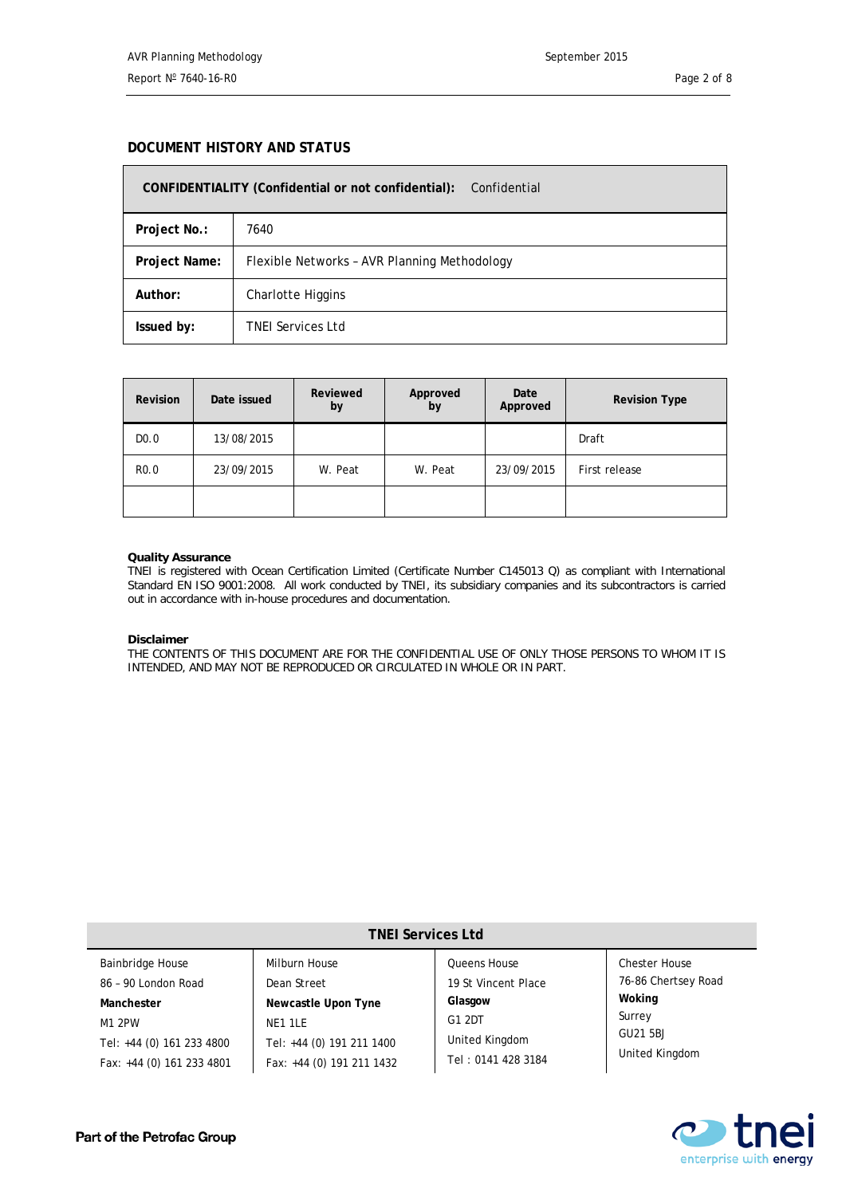## DOCUMENT HISTORY AND STATUS

| **CONFIDENTIALITY (Confidential or not confidential):** | Confidential |
|---|---|
| **Project No.:** | 7640 |
| **Project Name:** | Flexible Networks – AVR Planning Methodology |
| **Author:** | Charlotte Higgins |
| **Issued by:** | TNEI Services Ltd |

| Revision | Date issued | Reviewed by | Approved by | Date Approved | Revision Type |
|---|---|---|---|---|---|
| D0.0 | 13/08/2015 | | | | Draft |
| R0.0 | 23/09/2015 | W. Peat | W. Peat | 23/09/2015 | First release |
| | | | | | |

**Quality Assurance**
TNEI is registered with Ocean Certification Limited (Certificate Number C145013 Q) as compliant with International Standard EN ISO 9001:2008. All work conducted by TNEI, its subsidiary companies and its subcontractors is carried out in accordance with in-house procedures and documentation.

**Disclaimer**
THE CONTENTS OF THIS DOCUMENT ARE FOR THE CONFIDENTIAL USE OF ONLY THOSE PERSONS TO WHOM IT IS INTENDED, AND MAY NOT BE REPRODUCED OR CIRCULATED IN WHOLE OR IN PART.

**TNEI Services Ltd**

| | | | |
|---|---|---|---|
| Bainbridge House | Milburn House | Queens House | Chester House |
| 86 – 90 London Road | Dean Street | 19 St Vincent Place | 76-86 Chertsey Road |
| **Manchester** | **Newcastle Upon Tyne** | **Glasgow** | **Woking** |
| M1 2PW | NE1 1LE | G1 2DT | Surrey |
| Tel: +44 (0) 161 233 4800 | Tel: +44 (0) 191 211 1400 | United Kingdom | GU21 5BJ |
| Fax: +44 (0) 161 233 4801 | Fax: +44 (0) 191 211 1432 | Tel : 0141 428 3184 | United Kingdom |

Part of the Petrofac Group

tnei enterprise with energy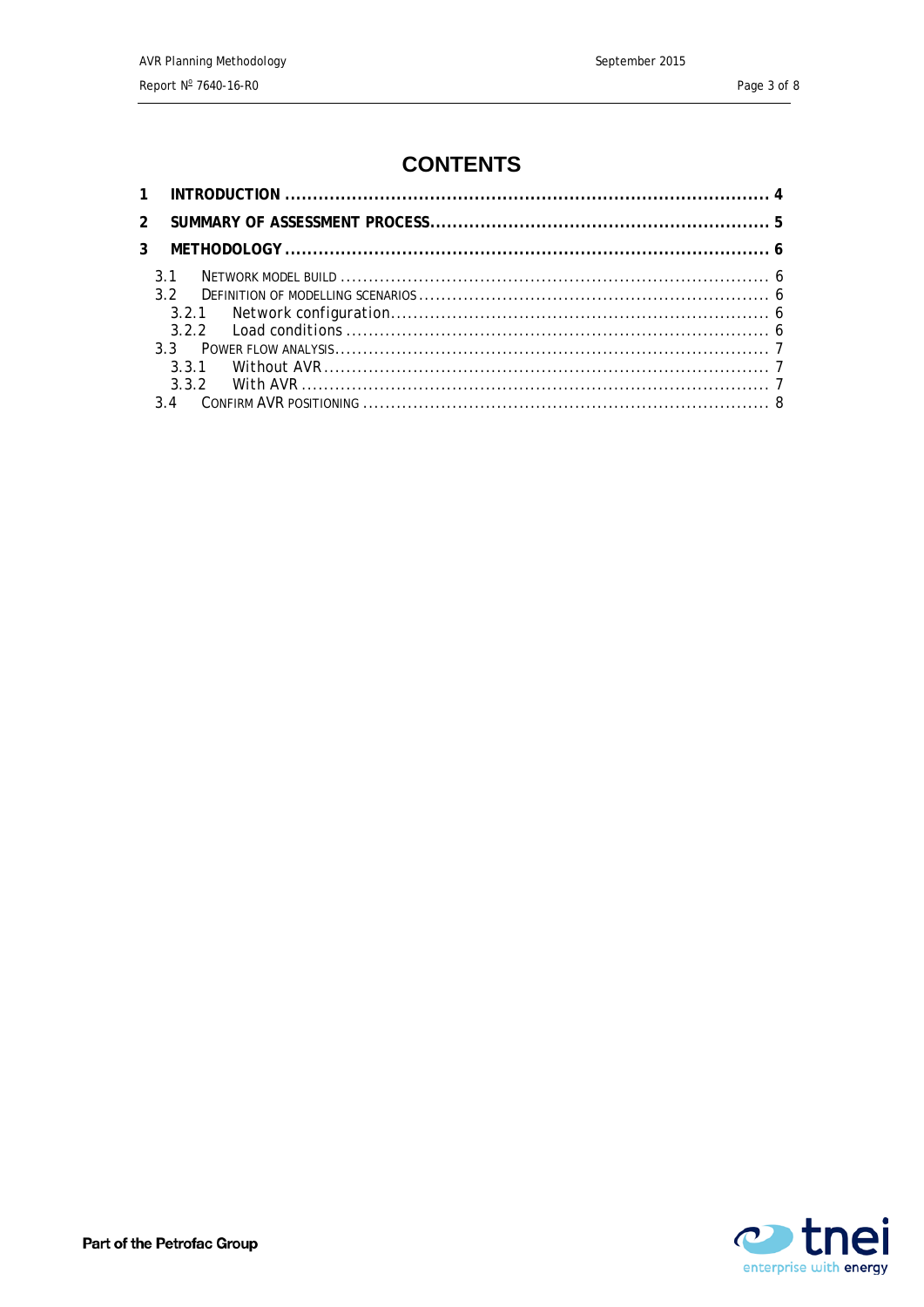# CONTENTS

**1 INTRODUCTION ........................................................................................ 4**

**2 SUMMARY OF ASSESSMENT PROCESS............................................................ 5**

**3 METHODOLOGY ...................................................................................... 6**

3.1 NETWORK MODEL BUILD ............................................................................ 6

3.2 DEFINITION OF MODELLING SCENARIOS .............................................................. 6

3.2.1 Network configuration.................................................................. 6

3.2.2 Load conditions ......................................................................... 6

3.3 POWER FLOW ANALYSIS............................................................................. 7

3.3.1 Without AVR ............................................................................... 7

3.3.2 With AVR ................................................................................... 7

3.4 CONFIRM AVR POSITIONING ........................................................................ 8

Part of the Petrofac Group

tnei enterprise with energy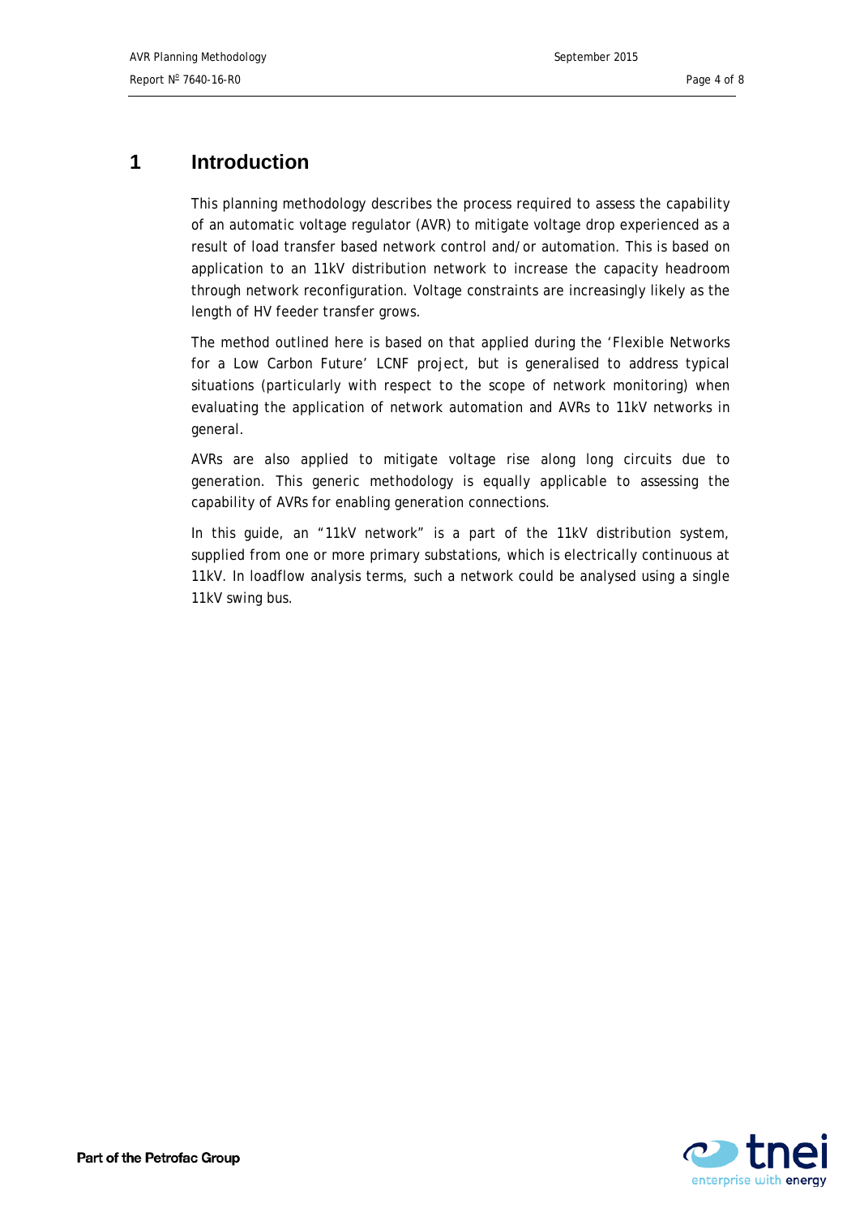# 1 Introduction

This planning methodology describes the process required to assess the capability of an automatic voltage regulator (AVR) to mitigate voltage drop experienced as a result of load transfer based network control and/or automation. This is based on application to an 11kV distribution network to increase the capacity headroom through network reconfiguration. Voltage constraints are increasingly likely as the length of HV feeder transfer grows.

The method outlined here is based on that applied during the 'Flexible Networks for a Low Carbon Future' LCNF project, but is generalised to address typical situations (particularly with respect to the scope of network monitoring) when evaluating the application of network automation and AVRs to 11kV networks in general.

AVRs are also applied to mitigate voltage rise along long circuits due to generation. This generic methodology is equally applicable to assessing the capability of AVRs for enabling generation connections.

In this guide, an "11kV network" is a part of the 11kV distribution system, supplied from one or more primary substations, which is electrically continuous at 11kV. In loadflow analysis terms, such a network could be analysed using a single 11kV swing bus.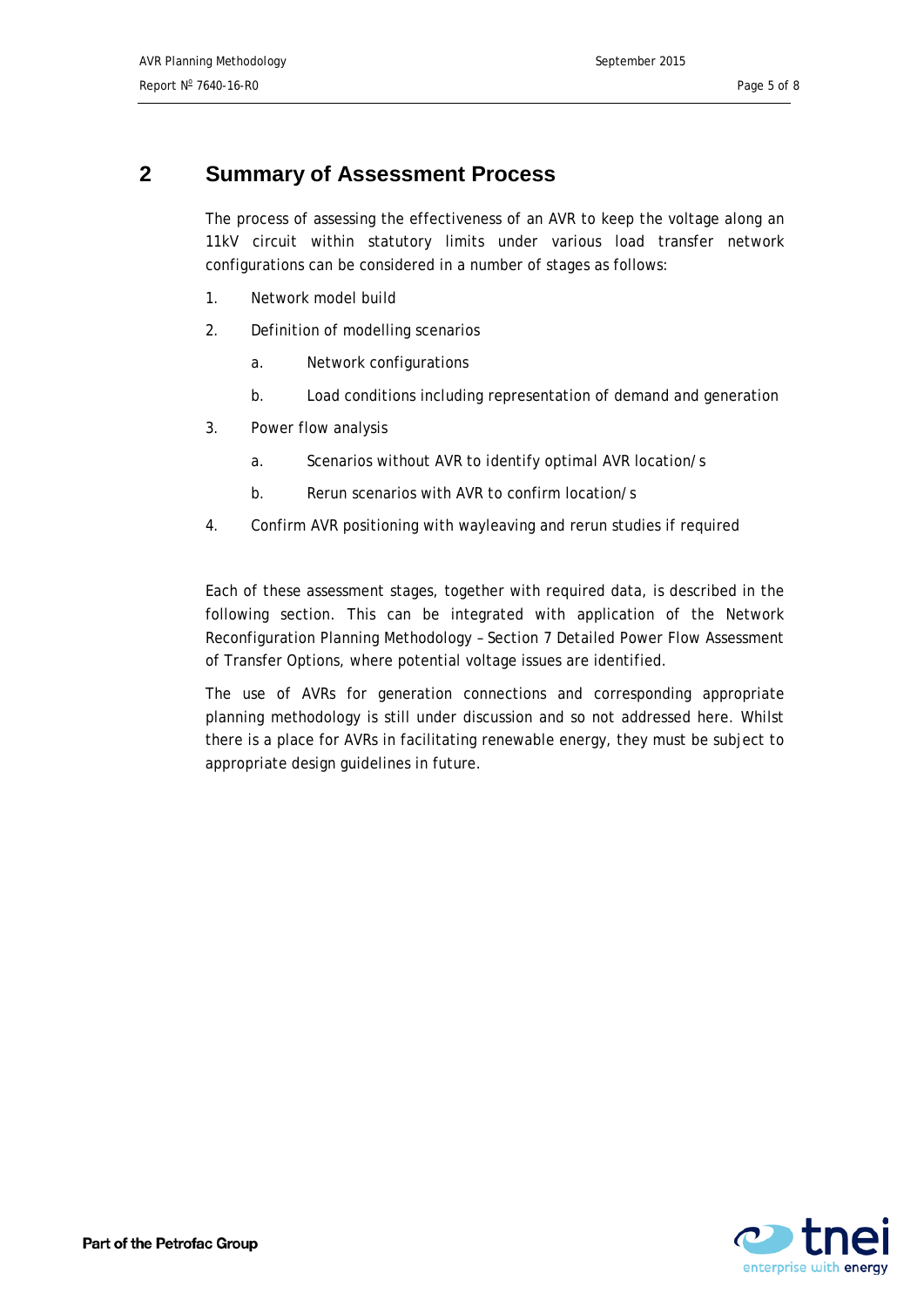## 2 Summary of Assessment Process

The process of assessing the effectiveness of an AVR to keep the voltage along an 11kV circuit within statutory limits under various load transfer network configurations can be considered in a number of stages as follows:

1. Network model build
2. Definition of modelling scenarios
   a. Network configurations
   b. Load conditions including representation of demand and generation
3. Power flow analysis
   a. Scenarios without AVR to identify optimal AVR location/s
   b. Rerun scenarios with AVR to confirm location/s
4. Confirm AVR positioning with wayleaving and rerun studies if required

Each of these assessment stages, together with required data, is described in the following section. This can be integrated with application of the Network Reconfiguration Planning Methodology – Section 7 Detailed Power Flow Assessment of Transfer Options, where potential voltage issues are identified.

The use of AVRs for generation connections and corresponding appropriate planning methodology is still under discussion and so not addressed here. Whilst there is a place for AVRs in facilitating renewable energy, they must be subject to appropriate design guidelines in future.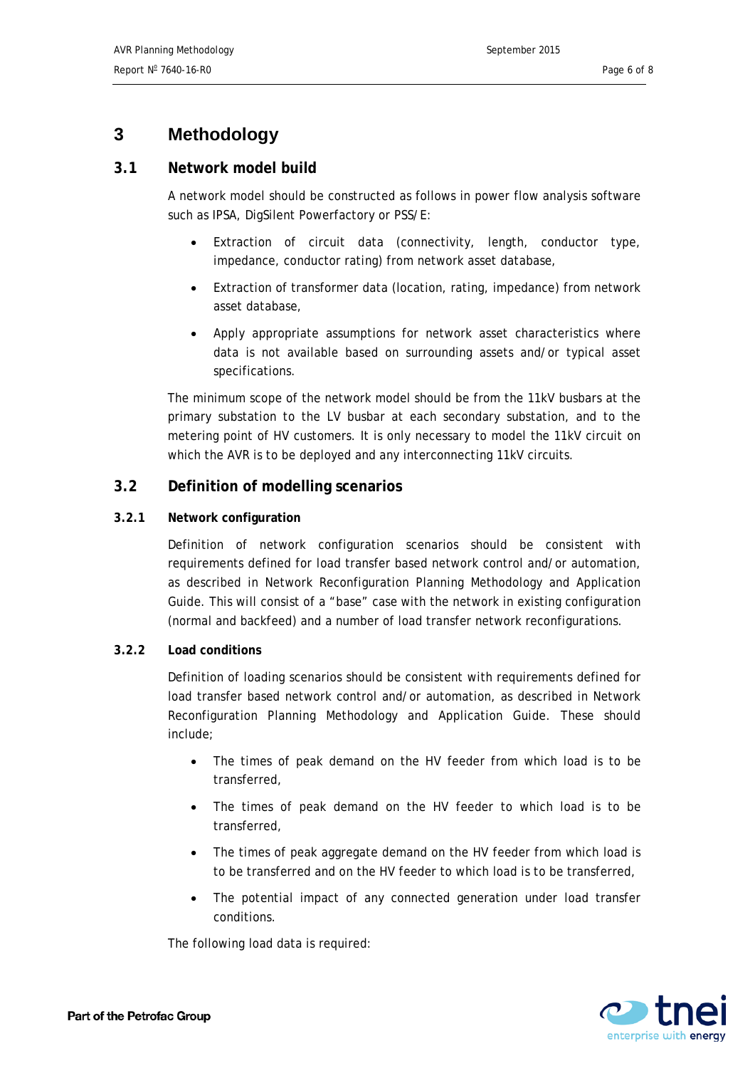# 3 Methodology

## 3.1 Network model build

A network model should be constructed as follows in power flow analysis software such as IPSA, DigSilent Powerfactory or PSS/E:

- Extraction of circuit data (connectivity, length, conductor type, impedance, conductor rating) from network asset database,
- Extraction of transformer data (location, rating, impedance) from network asset database,
- Apply appropriate assumptions for network asset characteristics where data is not available based on surrounding assets and/or typical asset specifications.

The minimum scope of the network model should be from the 11kV busbars at the primary substation to the LV busbar at each secondary substation, and to the metering point of HV customers. It is only necessary to model the 11kV circuit on which the AVR is to be deployed and any interconnecting 11kV circuits.

## 3.2 Definition of modelling scenarios

### 3.2.1 Network configuration

Definition of network configuration scenarios should be consistent with requirements defined for load transfer based network control and/or automation, as described in Network Reconfiguration Planning Methodology and Application Guide. This will consist of a "base" case with the network in existing configuration (normal and backfeed) and a number of load transfer network reconfigurations.

### 3.2.2 Load conditions

Definition of loading scenarios should be consistent with requirements defined for load transfer based network control and/or automation, as described in Network Reconfiguration Planning Methodology and Application Guide. These should include;

- The times of peak demand on the HV feeder from which load is to be transferred,
- The times of peak demand on the HV feeder to which load is to be transferred,
- The times of peak aggregate demand on the HV feeder from which load is to be transferred and on the HV feeder to which load is to be transferred,
- The potential impact of any connected generation under load transfer conditions.

The following load data is required: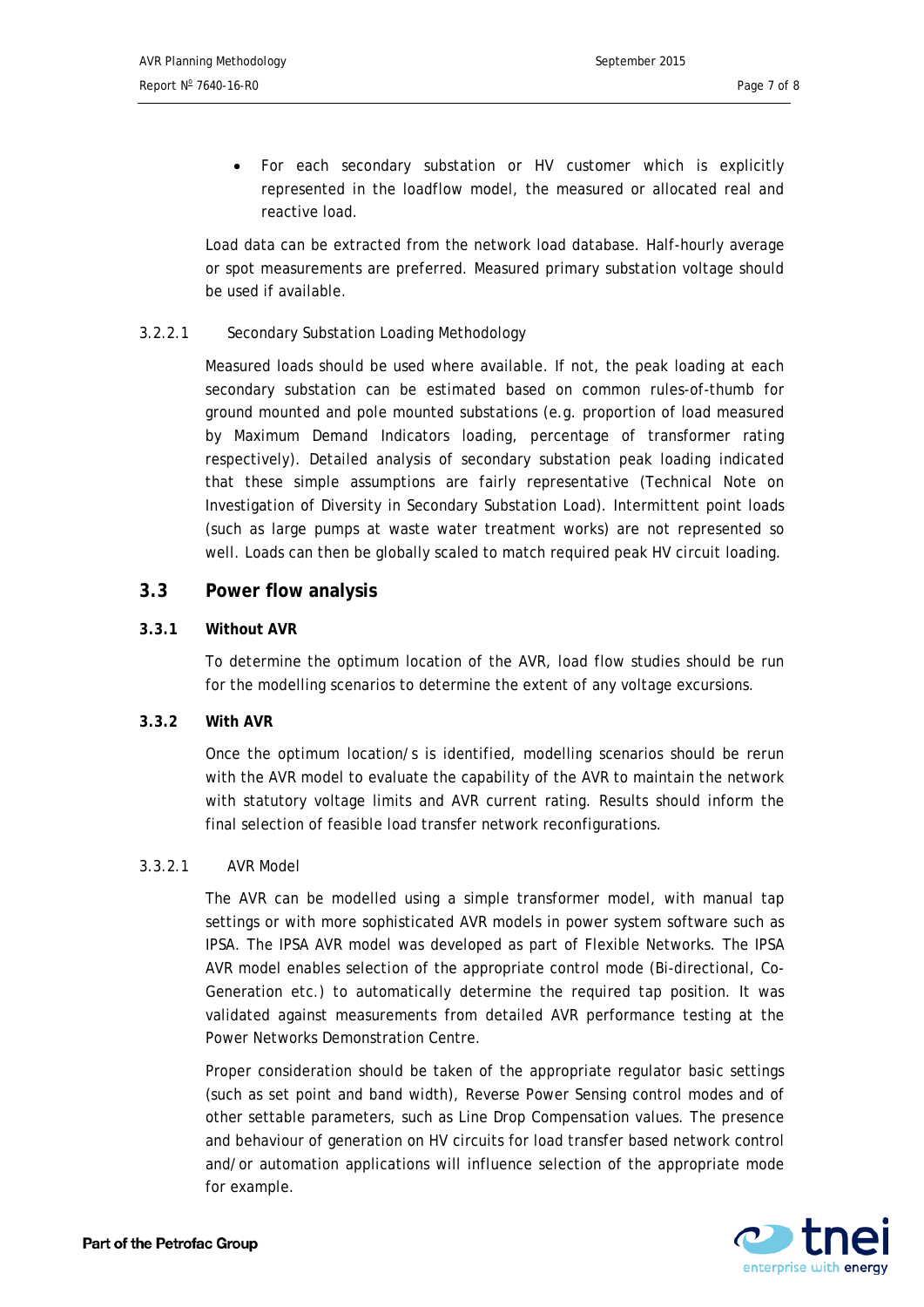- For each secondary substation or HV customer which is explicitly represented in the loadflow model, the measured or allocated real and reactive load.

Load data can be extracted from the network load database. Half-hourly average or spot measurements are preferred. Measured primary substation voltage should be used if available.

#### 3.2.2.1 Secondary Substation Loading Methodology

Measured loads should be used where available. If not, the peak loading at each secondary substation can be estimated based on common rules-of-thumb for ground mounted and pole mounted substations (e.g. proportion of load measured by Maximum Demand Indicators loading, percentage of transformer rating respectively). Detailed analysis of secondary substation peak loading indicated that these simple assumptions are fairly representative (Technical Note on Investigation of Diversity in Secondary Substation Load). Intermittent point loads (such as large pumps at waste water treatment works) are not represented so well. Loads can then be globally scaled to match required peak HV circuit loading.

## 3.3 Power flow analysis

### 3.3.1 Without AVR

To determine the optimum location of the AVR, load flow studies should be run for the modelling scenarios to determine the extent of any voltage excursions.

### 3.3.2 With AVR

Once the optimum location/s is identified, modelling scenarios should be rerun with the AVR model to evaluate the capability of the AVR to maintain the network with statutory voltage limits and AVR current rating. Results should inform the final selection of feasible load transfer network reconfigurations.

#### 3.3.2.1 AVR Model

The AVR can be modelled using a simple transformer model, with manual tap settings or with more sophisticated AVR models in power system software such as IPSA. The IPSA AVR model was developed as part of Flexible Networks. The IPSA AVR model enables selection of the appropriate control mode (Bi-directional, Co-Generation etc.) to automatically determine the required tap position. It was validated against measurements from detailed AVR performance testing at the Power Networks Demonstration Centre.

Proper consideration should be taken of the appropriate regulator basic settings (such as set point and band width), Reverse Power Sensing control modes and of other settable parameters, such as Line Drop Compensation values. The presence and behaviour of generation on HV circuits for load transfer based network control and/or automation applications will influence selection of the appropriate mode for example.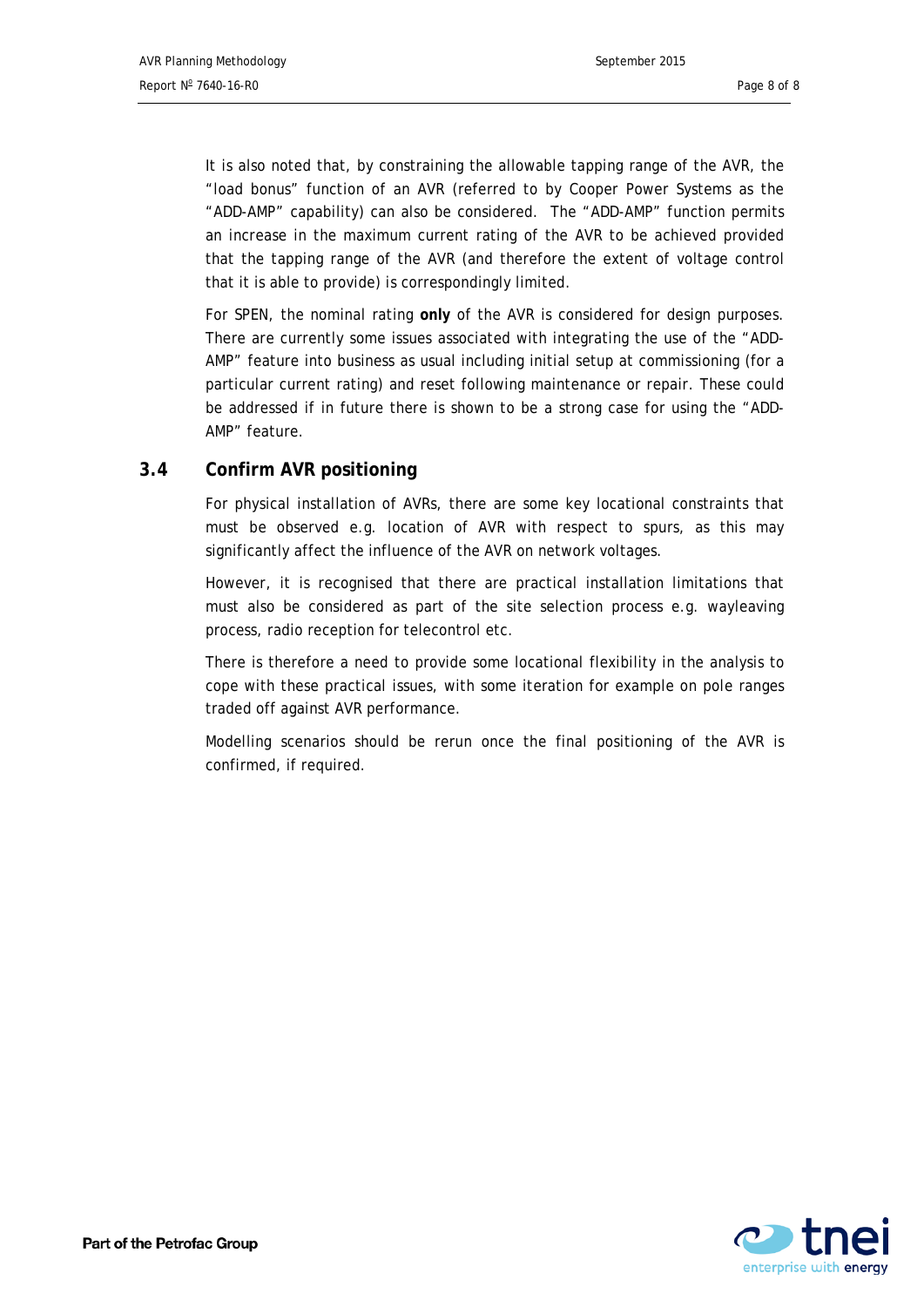It is also noted that, by constraining the allowable tapping range of the AVR, the "load bonus" function of an AVR (referred to by Cooper Power Systems as the "ADD-AMP" capability) can also be considered. The "ADD-AMP" function permits an increase in the maximum current rating of the AVR to be achieved provided that the tapping range of the AVR (and therefore the extent of voltage control that it is able to provide) is correspondingly limited.

For SPEN, the nominal rating **only** of the AVR is considered for design purposes. There are currently some issues associated with integrating the use of the "ADD-AMP" feature into business as usual including initial setup at commissioning (for a particular current rating) and reset following maintenance or repair. These could be addressed if in future there is shown to be a strong case for using the "ADD-AMP" feature.

### 3.4 Confirm AVR positioning

For physical installation of AVRs, there are some key locational constraints that must be observed e.g. location of AVR with respect to spurs, as this may significantly affect the influence of the AVR on network voltages.

However, it is recognised that there are practical installation limitations that must also be considered as part of the site selection process e.g. wayleaving process, radio reception for telecontrol etc.

There is therefore a need to provide some locational flexibility in the analysis to cope with these practical issues, with some iteration for example on pole ranges traded off against AVR performance.

Modelling scenarios should be rerun once the final positioning of the AVR is confirmed, if required.